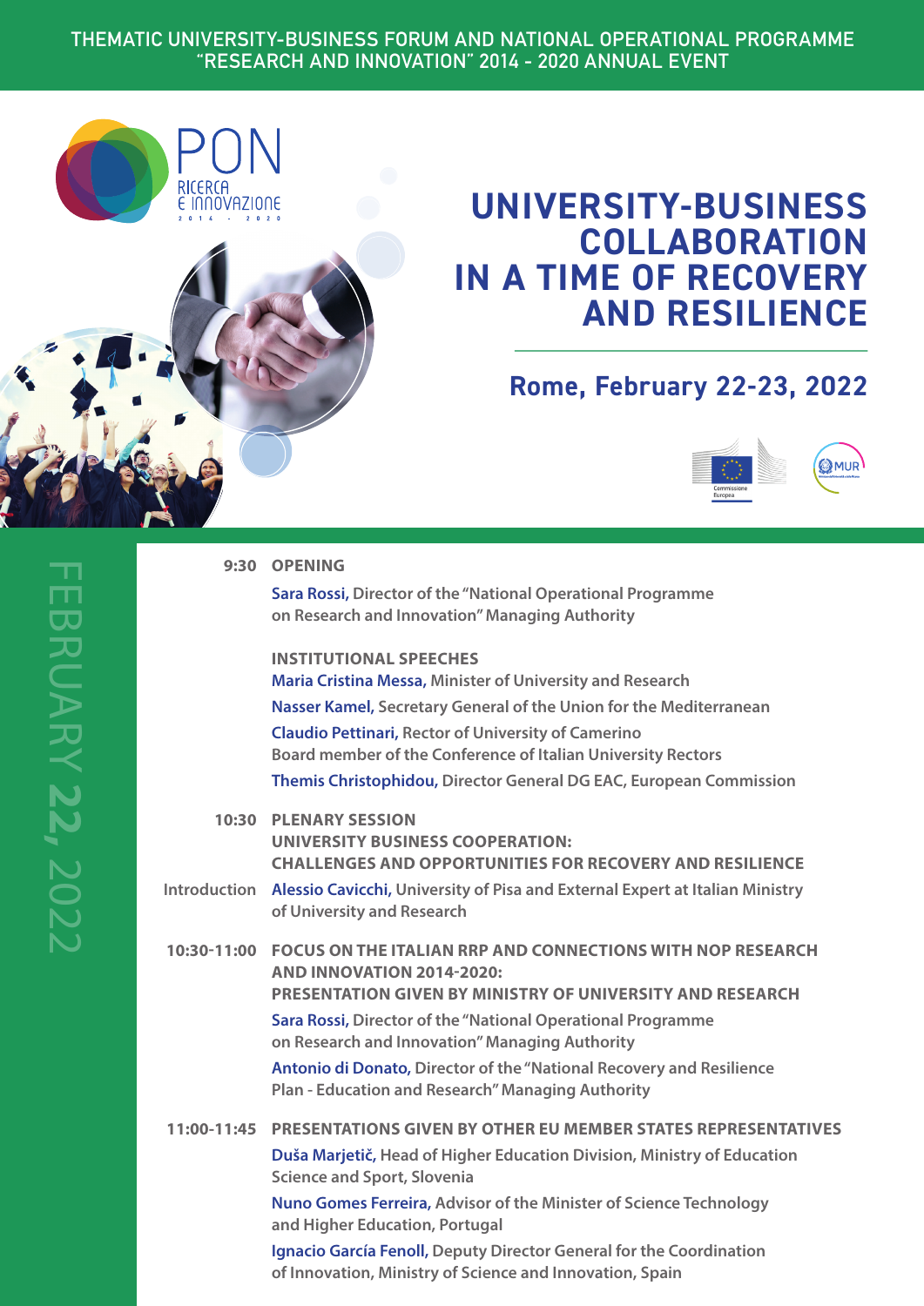THEMATIC UNIVERSITY-BUSINESS FORUM AND NATIONAL OPERATIONAL PROGRAMME "RESEARCH AND INNOVATION" 2014 - 2020 ANNUAL EVENT

PON RICERCA E INNOVAZIONE 2014 - 2020

# UNIVERSITY-BUSINESS COLLABORATION IN A TIME OF RECOVERY AND RESILIENCE

## Rome, February 22-23, 2022

Commissione Europea | MUR

## FEBRUARY 22, 2022

**9:30 OPENING**

Sara Rossi, Director of the "National Operational Programme on Research and Innovation" Managing Authority

**INSTITUTIONAL SPEECHES**

Maria Cristina Messa, Minister of University and Research

Nasser Kamel, Secretary General of the Union for the Mediterranean

Claudio Pettinari, Rector of University of Camerino
Board member of the Conference of Italian University Rectors

Themis Christophidou, Director General DG EAC, European Commission

**10:30 PLENARY SESSION**
**UNIVERSITY BUSINESS COOPERATION: CHALLENGES AND OPPORTUNITIES FOR RECOVERY AND RESILIENCE**

**Introduction** Alessio Cavicchi, University of Pisa and External Expert at Italian Ministry of University and Research

**10:30-11:00 FOCUS ON THE ITALIAN RRP AND CONNECTIONS WITH NOP RESEARCH AND INNOVATION 2014-2020: PRESENTATION GIVEN BY MINISTRY OF UNIVERSITY AND RESEARCH**

Sara Rossi, Director of the "National Operational Programme on Research and Innovation" Managing Authority

Antonio di Donato, Director of the "National Recovery and Resilience Plan - Education and Research" Managing Authority

**11:00-11:45 PRESENTATIONS GIVEN BY OTHER EU MEMBER STATES REPRESENTATIVES**

Duša Marjetič, Head of Higher Education Division, Ministry of Education Science and Sport, Slovenia

Nuno Gomes Ferreira, Advisor of the Minister of Science Technology and Higher Education, Portugal

Ignacio García Fenoll, Deputy Director General for the Coordination of Innovation, Ministry of Science and Innovation, Spain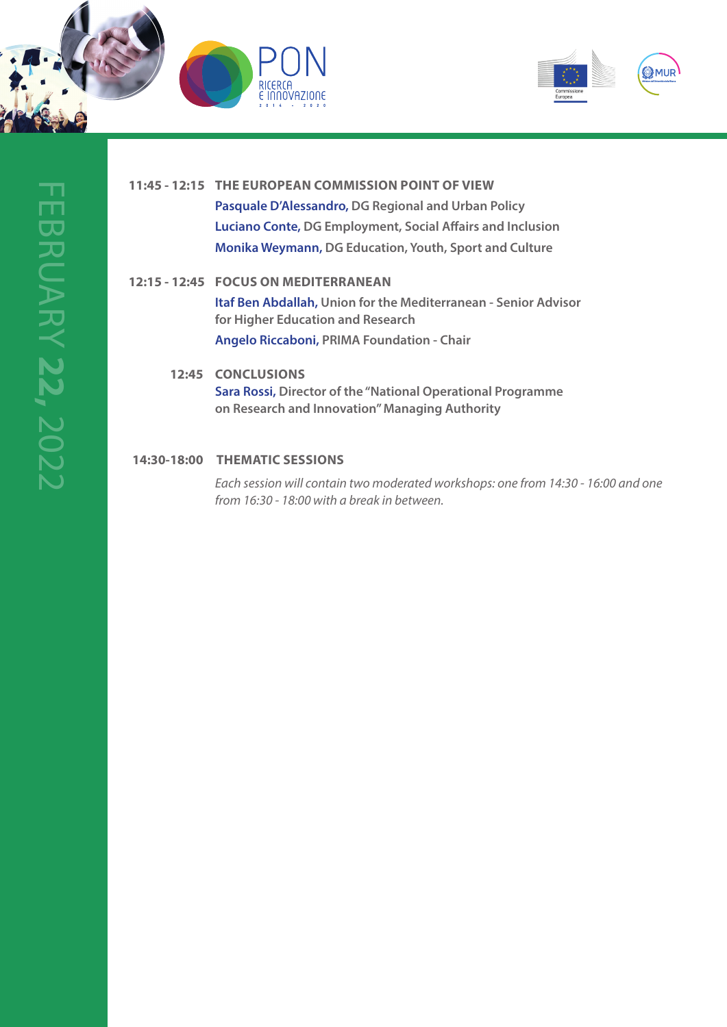FEBRUARY **22,** 2022

**11:45 - 12:15 THE EUROPEAN COMMISSION POINT OF VIEW**

**Pasquale D'Alessandro,** DG Regional and Urban Policy

**Luciano Conte,** DG Employment, Social Affairs and Inclusion

**Monika Weymann,** DG Education, Youth, Sport and Culture

**12:15 - 12:45 FOCUS ON MEDITERRANEAN**

**Itaf Ben Abdallah,** Union for the Mediterranean - Senior Advisor for Higher Education and Research

**Angelo Riccaboni,** PRIMA Foundation - Chair

**12:45 CONCLUSIONS**

**Sara Rossi,** Director of the "National Operational Programme on Research and Innovation" Managing Authority

**14:30-18:00 THEMATIC SESSIONS**

*Each session will contain two moderated workshops: one from 14:30 - 16:00 and one from 16:30 - 18:00 with a break in between.*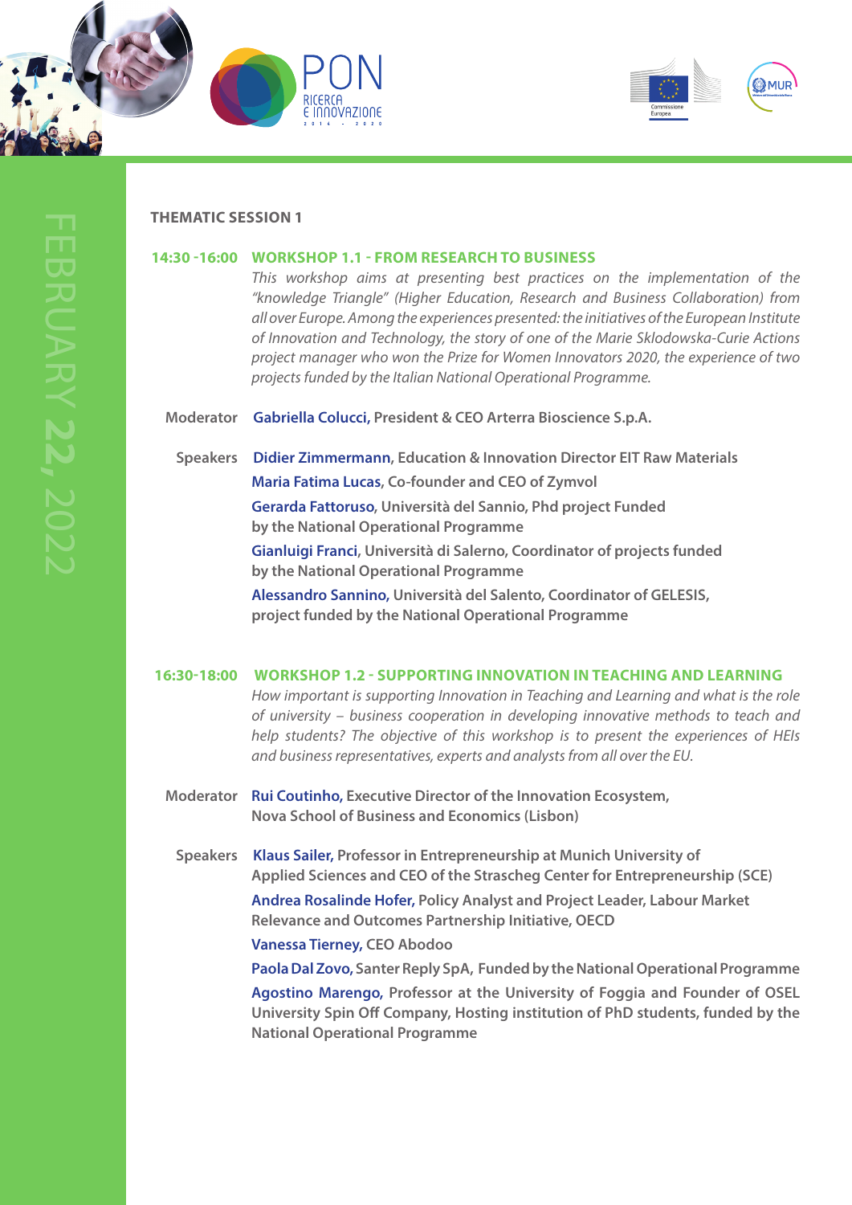FEBRUARY **22, 2022**

## THEMATIC SESSION 1

### 14:30 -16:00 WORKSHOP 1.1 - FROM RESEARCH TO BUSINESS

*This workshop aims at presenting best practices on the implementation of the "knowledge Triangle" (Higher Education, Research and Business Collaboration) from all over Europe. Among the experiences presented: the initiatives of the European Institute of Innovation and Technology, the story of one of the Marie Sklodowska-Curie Actions project manager who won the Prize for Women Innovators 2020, the experience of two projects funded by the Italian National Operational Programme.*

**Moderator**

**Gabriella Colucci,** President & CEO Arterra Bioscience S.p.A.

**Speakers**

**Didier Zimmermann**, Education & Innovation Director EIT Raw Materials

**Maria Fatima Lucas**, Co-founder and CEO of Zymvol

**Gerarda Fattoruso**, Università del Sannio, Phd project Funded by the National Operational Programme

**Gianluigi Franci**, Università di Salerno, Coordinator of projects funded by the National Operational Programme

**Alessandro Sannino,** Università del Salento, Coordinator of GELESIS, project funded by the National Operational Programme

### 16:30-18:00 WORKSHOP 1.2 - SUPPORTING INNOVATION IN TEACHING AND LEARNING

*How important is supporting Innovation in Teaching and Learning and what is the role of university – business cooperation in developing innovative methods to teach and help students? The objective of this workshop is to present the experiences of HEIs and business representatives, experts and analysts from all over the EU.*

**Moderator**

**Rui Coutinho,** Executive Director of the Innovation Ecosystem, Nova School of Business and Economics (Lisbon)

**Speakers**

**Klaus Sailer,** Professor in Entrepreneurship at Munich University of Applied Sciences and CEO of the Strascheg Center for Entrepreneurship (SCE)

**Andrea Rosalinde Hofer,** Policy Analyst and Project Leader, Labour Market Relevance and Outcomes Partnership Initiative, OECD

**Vanessa Tierney,** CEO Abodoo

**Paola Dal Zovo,** Santer Reply SpA, Funded by the National Operational Programme

**Agostino Marengo,** Professor at the University of Foggia and Founder of OSEL University Spin Off Company, Hosting institution of PhD students, funded by the National Operational Programme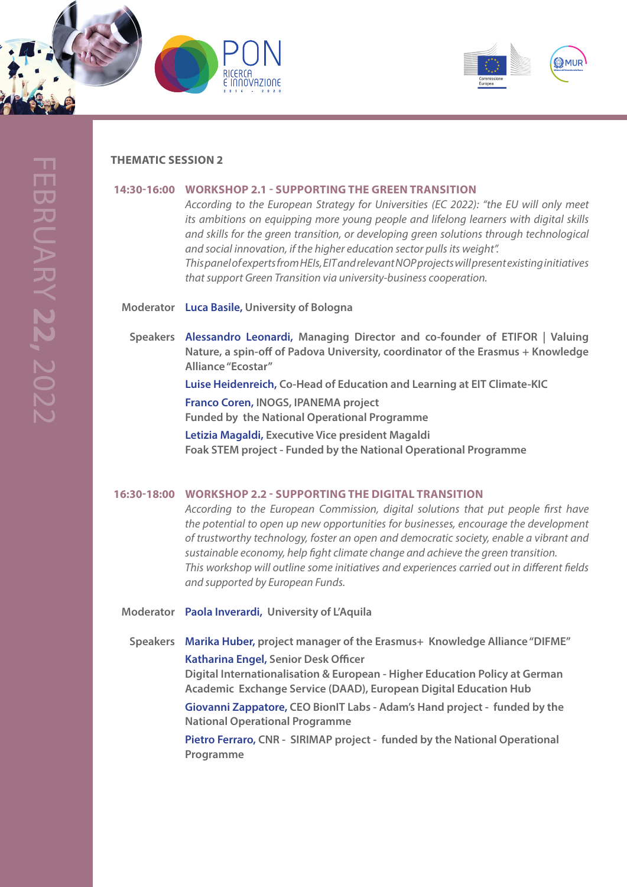FEBRUARY **22,** 2022

## THEMATIC SESSION 2

### 14:30-16:00 WORKSHOP 2.1 - SUPPORTING THE GREEN TRANSITION

*According to the European Strategy for Universities (EC 2022): "the EU will only meet its ambitions on equipping more young people and lifelong learners with digital skills and skills for the green transition, or developing green solutions through technological and social innovation, if the higher education sector pulls its weight". This panel of experts from HEIs, EIT and relevant NOP projects will present existing initiatives that support Green Transition via university-business cooperation.*

**Moderator**

**Luca Basile,** University of Bologna

**Speakers**

**Alessandro Leonardi,** Managing Director and co-founder of ETIFOR | Valuing Nature, a spin-off of Padova University, coordinator of the Erasmus + Knowledge Alliance "Ecostar"

**Luise Heidenreich,** Co-Head of Education and Learning at EIT Climate-KIC

**Franco Coren,** INOGS, IPANEMA project
Funded by the National Operational Programme

**Letizia Magaldi,** Executive Vice president Magaldi
Foak STEM project - Funded by the National Operational Programme

### 16:30-18:00 WORKSHOP 2.2 - SUPPORTING THE DIGITAL TRANSITION

*According to the European Commission, digital solutions that put people first have the potential to open up new opportunities for businesses, encourage the development of trustworthy technology, foster an open and democratic society, enable a vibrant and sustainable economy, help fight climate change and achieve the green transition. This workshop will outline some initiatives and experiences carried out in different fields and supported by European Funds.*

**Moderator**

**Paola Inverardi,** University of L'Aquila

**Speakers**

**Marika Huber,** project manager of the Erasmus+ Knowledge Alliance "DIFME"

**Katharina Engel,** Senior Desk Officer
Digital Internationalisation & European - Higher Education Policy at German Academic Exchange Service (DAAD), European Digital Education Hub

**Giovanni Zappatore,** CEO BionIT Labs - Adam's Hand project - funded by the National Operational Programme

**Pietro Ferraro,** CNR - SIRIMAP project - funded by the National Operational Programme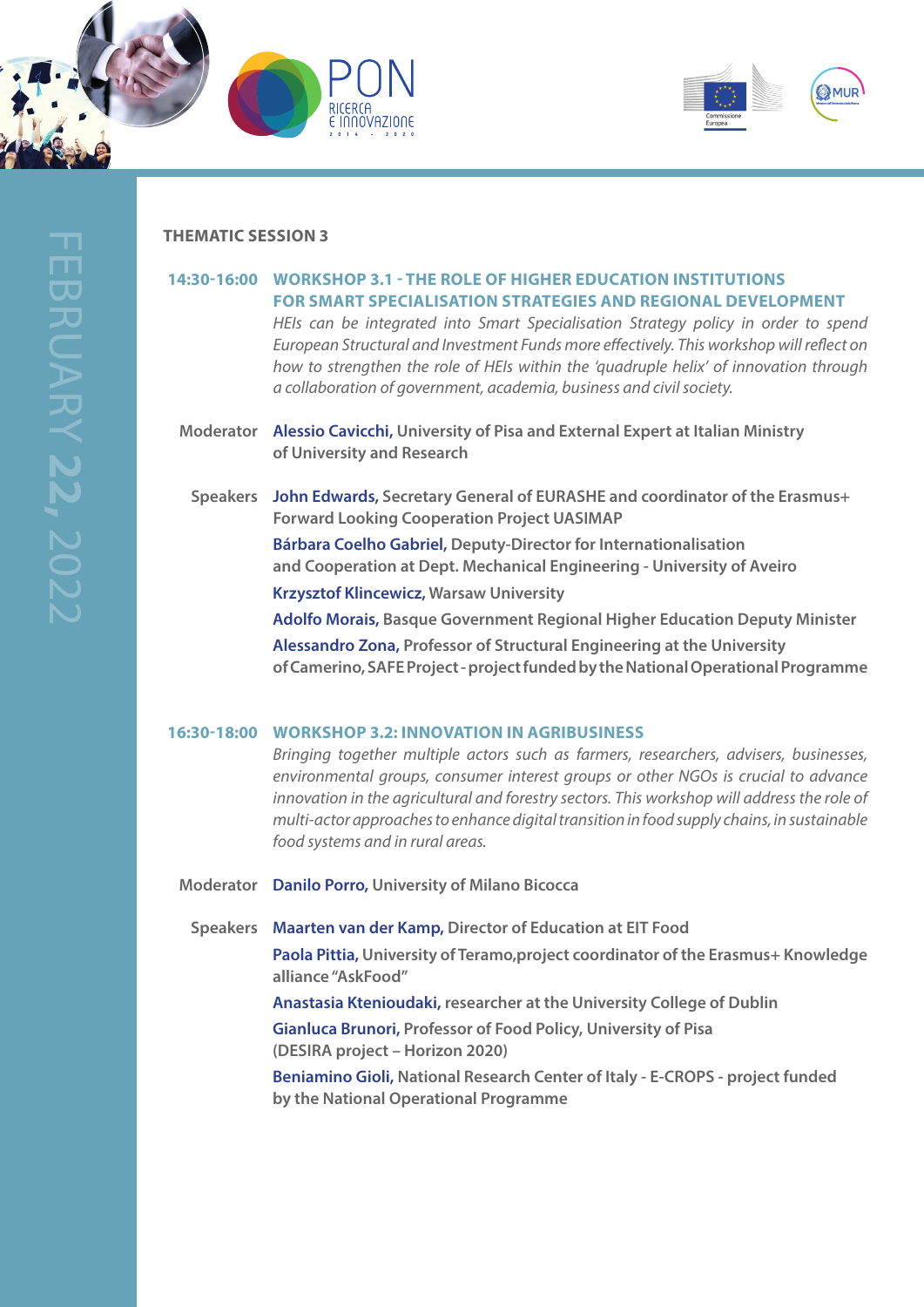FEBRUARY **22, 2022**

## THEMATIC SESSION 3

### 14:30-16:00 WORKSHOP 3.1 - THE ROLE OF HIGHER EDUCATION INSTITUTIONS FOR SMART SPECIALISATION STRATEGIES AND REGIONAL DEVELOPMENT

*HEIs can be integrated into Smart Specialisation Strategy policy in order to spend European Structural and Investment Funds more effectively. This workshop will reflect on how to strengthen the role of HEIs within the 'quadruple helix' of innovation through a collaboration of government, academia, business and civil society.*

**Moderator**

**Alessio Cavicchi,** University of Pisa and External Expert at Italian Ministry of University and Research

**Speakers**

**John Edwards,** Secretary General of EURASHE and coordinator of the Erasmus+ Forward Looking Cooperation Project UASIMAP

**Bárbara Coelho Gabriel,** Deputy-Director for Internationalisation and Cooperation at Dept. Mechanical Engineering - University of Aveiro

**Krzysztof Klincewicz,** Warsaw University

**Adolfo Morais,** Basque Government Regional Higher Education Deputy Minister

**Alessandro Zona,** Professor of Structural Engineering at the University of Camerino, SAFE Project - project funded by the National Operational Programme

### 16:30-18:00 WORKSHOP 3.2: INNOVATION IN AGRIBUSINESS

*Bringing together multiple actors such as farmers, researchers, advisers, businesses, environmental groups, consumer interest groups or other NGOs is crucial to advance innovation in the agricultural and forestry sectors. This workshop will address the role of multi-actor approaches to enhance digital transition in food supply chains, in sustainable food systems and in rural areas.*

**Moderator**

**Danilo Porro,** University of Milano Bicocca

**Speakers**

**Maarten van der Kamp,** Director of Education at EIT Food

**Paola Pittia,** University of Teramo,project coordinator of the Erasmus+ Knowledge alliance "AskFood"

**Anastasia Ktenioudaki,** researcher at the University College of Dublin

**Gianluca Brunori,** Professor of Food Policy, University of Pisa (DESIRA project – Horizon 2020)

**Beniamino Gioli,** National Research Center of Italy - E-CROPS - project funded by the National Operational Programme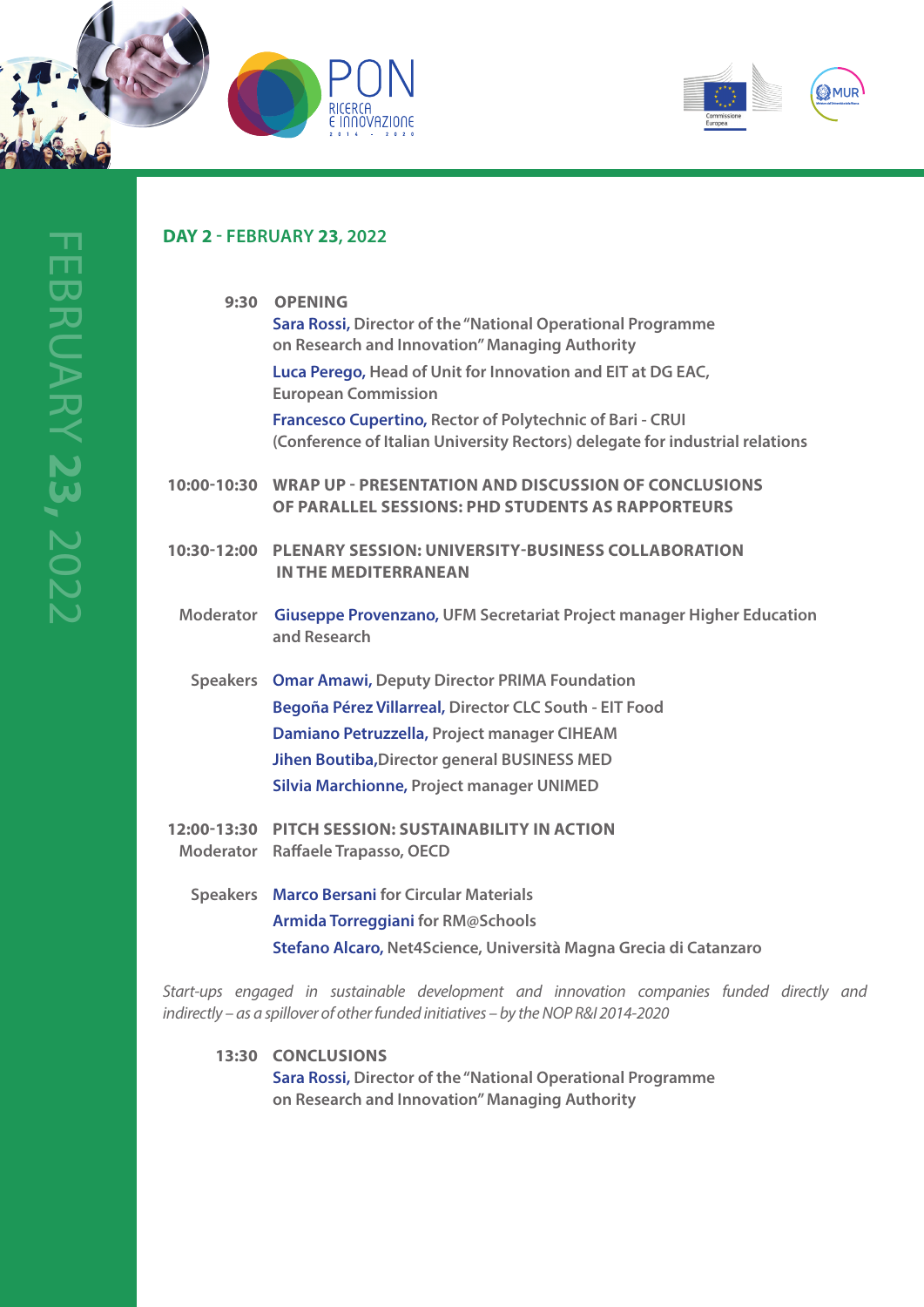## DAY 2 - FEBRUARY 23, 2022

**9:30 OPENING**

**Sara Rossi,** Director of the "National Operational Programme on Research and Innovation" Managing Authority

**Luca Perego,** Head of Unit for Innovation and EIT at DG EAC, European Commission

**Francesco Cupertino,** Rector of Polytechnic of Bari - CRUI (Conference of Italian University Rectors) delegate for industrial relations

**10:00-10:30 WRAP UP - PRESENTATION AND DISCUSSION OF CONCLUSIONS OF PARALLEL SESSIONS: PHD STUDENTS AS RAPPORTEURS**

**10:30-12:00 PLENARY SESSION: UNIVERSITY-BUSINESS COLLABORATION IN THE MEDITERRANEAN**

Moderator **Giuseppe Provenzano,** UFM Secretariat Project manager Higher Education and Research

Speakers
- **Omar Amawi,** Deputy Director PRIMA Foundation
- **Begoña Pérez Villarreal,** Director CLC South - EIT Food
- **Damiano Petruzzella,** Project manager CIHEAM
- **Jihen Boutiba,**Director general BUSINESS MED
- **Silvia Marchionne,** Project manager UNIMED

**12:00-13:30 PITCH SESSION: SUSTAINABILITY IN ACTION**

Moderator Raffaele Trapasso, OECD

Speakers
- **Marco Bersani** for Circular Materials
- **Armida Torreggiani** for RM@Schools
- **Stefano Alcaro,** Net4Science, Università Magna Grecia di Catanzaro

*Start-ups engaged in sustainable development and innovation companies funded directly and indirectly – as a spillover of other funded initiatives – by the NOP R&I 2014-2020*

**13:30 CONCLUSIONS**

**Sara Rossi,** Director of the "National Operational Programme on Research and Innovation" Managing Authority